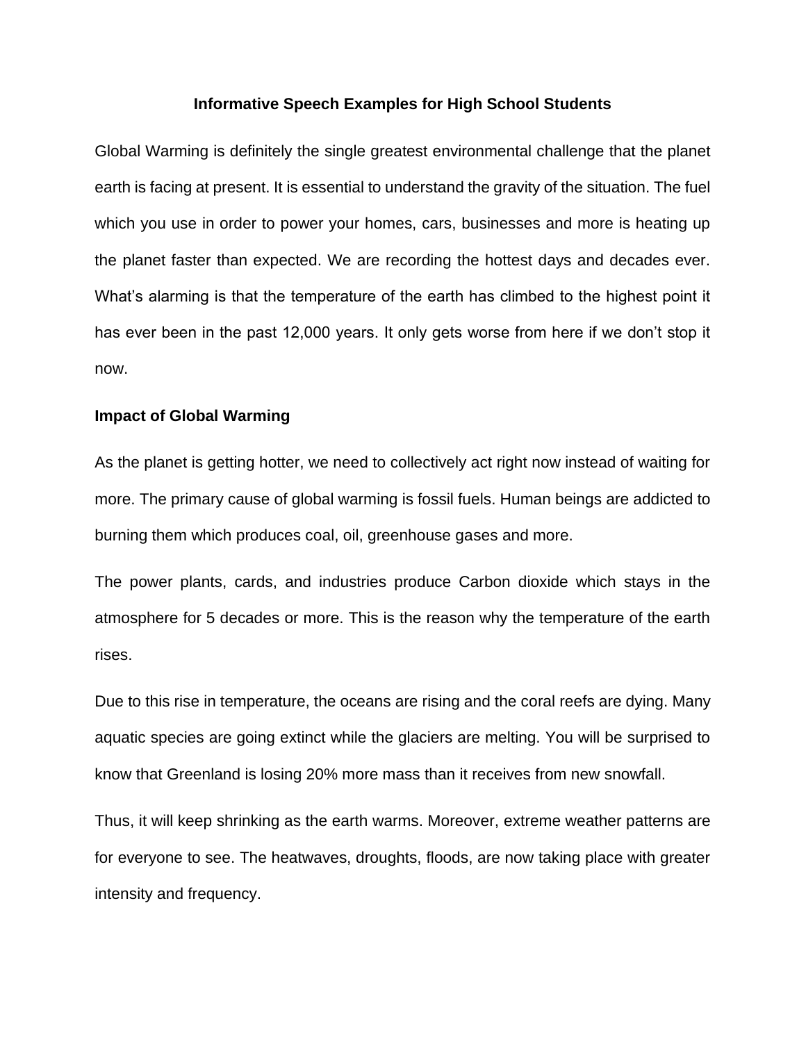# Informative Speech Examples for High School Students

Global Warming is definitely the single greatest environmental challenge that the planet earth is facing at present. It is essential to understand the gravity of the situation. The fuel which you use in order to power your homes, cars, businesses and more is heating up the planet faster than expected. We are recording the hottest days and decades ever. What's alarming is that the temperature of the earth has climbed to the highest point it has ever been in the past 12,000 years. It only gets worse from here if we don't stop it now.

## Impact of Global Warming

As the planet is getting hotter, we need to collectively act right now instead of waiting for more. The primary cause of global warming is fossil fuels. Human beings are addicted to burning them which produces coal, oil, greenhouse gases and more.

The power plants, cards, and industries produce Carbon dioxide which stays in the atmosphere for 5 decades or more. This is the reason why the temperature of the earth rises.

Due to this rise in temperature, the oceans are rising and the coral reefs are dying. Many aquatic species are going extinct while the glaciers are melting. You will be surprised to know that Greenland is losing 20% more mass than it receives from new snowfall.

Thus, it will keep shrinking as the earth warms. Moreover, extreme weather patterns are for everyone to see. The heatwaves, droughts, floods, are now taking place with greater intensity and frequency.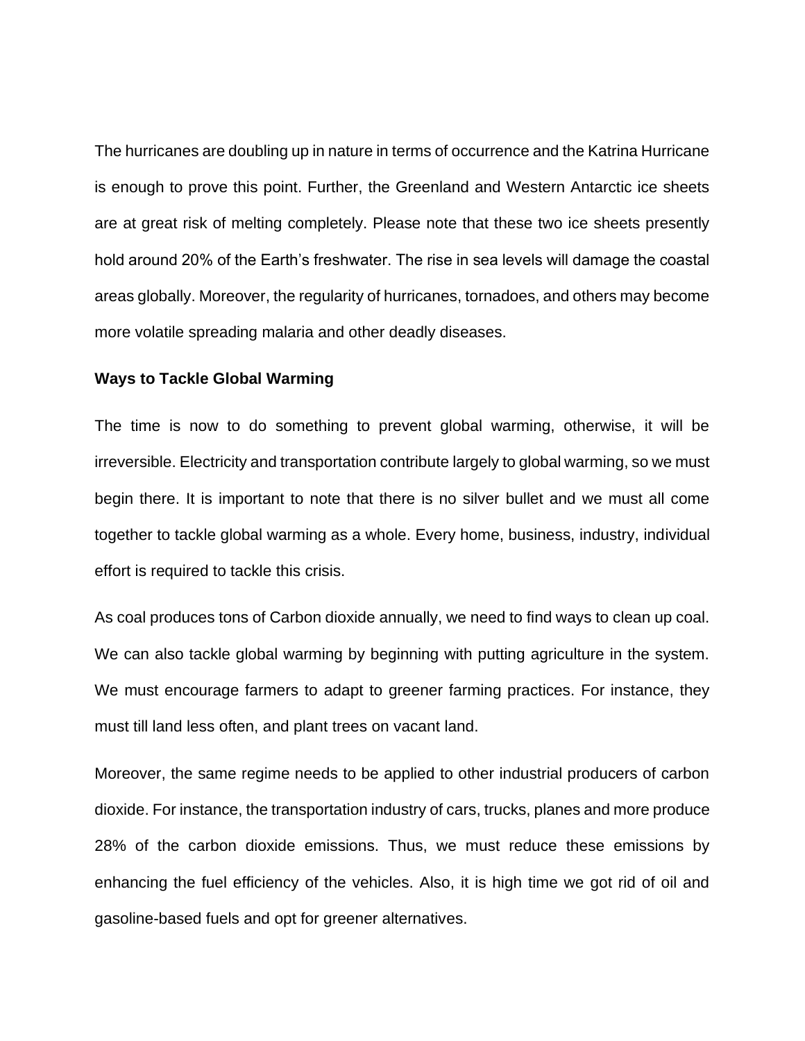The hurricanes are doubling up in nature in terms of occurrence and the Katrina Hurricane is enough to prove this point. Further, the Greenland and Western Antarctic ice sheets are at great risk of melting completely. Please note that these two ice sheets presently hold around 20% of the Earth's freshwater. The rise in sea levels will damage the coastal areas globally. Moreover, the regularity of hurricanes, tornadoes, and others may become more volatile spreading malaria and other deadly diseases.

**Ways to Tackle Global Warming**

The time is now to do something to prevent global warming, otherwise, it will be irreversible. Electricity and transportation contribute largely to global warming, so we must begin there. It is important to note that there is no silver bullet and we must all come together to tackle global warming as a whole. Every home, business, industry, individual effort is required to tackle this crisis.

As coal produces tons of Carbon dioxide annually, we need to find ways to clean up coal. We can also tackle global warming by beginning with putting agriculture in the system. We must encourage farmers to adapt to greener farming practices. For instance, they must till land less often, and plant trees on vacant land.

Moreover, the same regime needs to be applied to other industrial producers of carbon dioxide. For instance, the transportation industry of cars, trucks, planes and more produce 28% of the carbon dioxide emissions. Thus, we must reduce these emissions by enhancing the fuel efficiency of the vehicles. Also, it is high time we got rid of oil and gasoline-based fuels and opt for greener alternatives.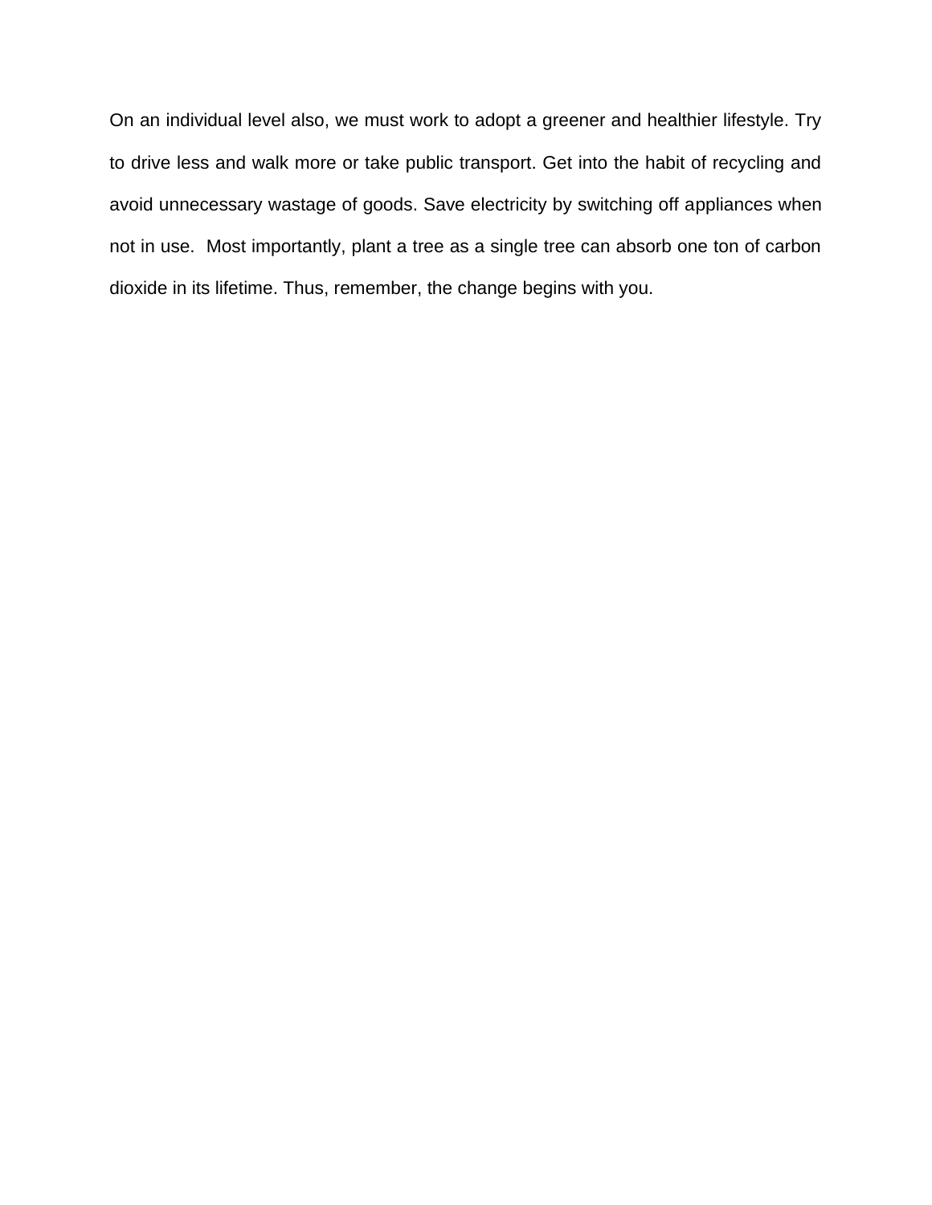On an individual level also, we must work to adopt a greener and healthier lifestyle. Try to drive less and walk more or take public transport. Get into the habit of recycling and avoid unnecessary wastage of goods. Save electricity by switching off appliances when not in use. Most importantly, plant a tree as a single tree can absorb one ton of carbon dioxide in its lifetime. Thus, remember, the change begins with you.